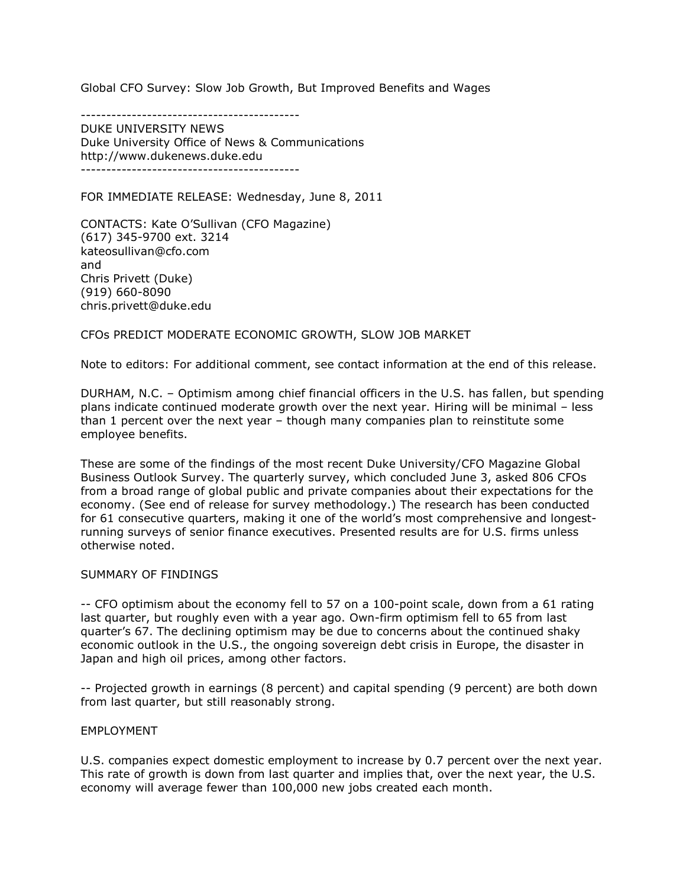# Global CFO Survey: Slow Job Growth, But Improved Benefits and Wages

-------------------------------------------
DUKE UNIVERSITY NEWS
Duke University Office of News & Communications
http://www.dukenews.duke.edu
-------------------------------------------

FOR IMMEDIATE RELEASE: Wednesday, June 8, 2011

CONTACTS: Kate O'Sullivan (CFO Magazine)
(617) 345-9700 ext. 3214
kateosullivan@cfo.com
and
Chris Privett (Duke)
(919) 660-8090
chris.privett@duke.edu

## CFOs PREDICT MODERATE ECONOMIC GROWTH, SLOW JOB MARKET

Note to editors: For additional comment, see contact information at the end of this release.

DURHAM, N.C. – Optimism among chief financial officers in the U.S. has fallen, but spending plans indicate continued moderate growth over the next year. Hiring will be minimal – less than 1 percent over the next year – though many companies plan to reinstitute some employee benefits.

These are some of the findings of the most recent Duke University/CFO Magazine Global Business Outlook Survey. The quarterly survey, which concluded June 3, asked 806 CFOs from a broad range of global public and private companies about their expectations for the economy. (See end of release for survey methodology.) The research has been conducted for 61 consecutive quarters, making it one of the world's most comprehensive and longest-running surveys of senior finance executives. Presented results are for U.S. firms unless otherwise noted.

### SUMMARY OF FINDINGS

-- CFO optimism about the economy fell to 57 on a 100-point scale, down from a 61 rating last quarter, but roughly even with a year ago. Own-firm optimism fell to 65 from last quarter's 67. The declining optimism may be due to concerns about the continued shaky economic outlook in the U.S., the ongoing sovereign debt crisis in Europe, the disaster in Japan and high oil prices, among other factors.

-- Projected growth in earnings (8 percent) and capital spending (9 percent) are both down from last quarter, but still reasonably strong.

### EMPLOYMENT

U.S. companies expect domestic employment to increase by 0.7 percent over the next year. This rate of growth is down from last quarter and implies that, over the next year, the U.S. economy will average fewer than 100,000 new jobs created each month.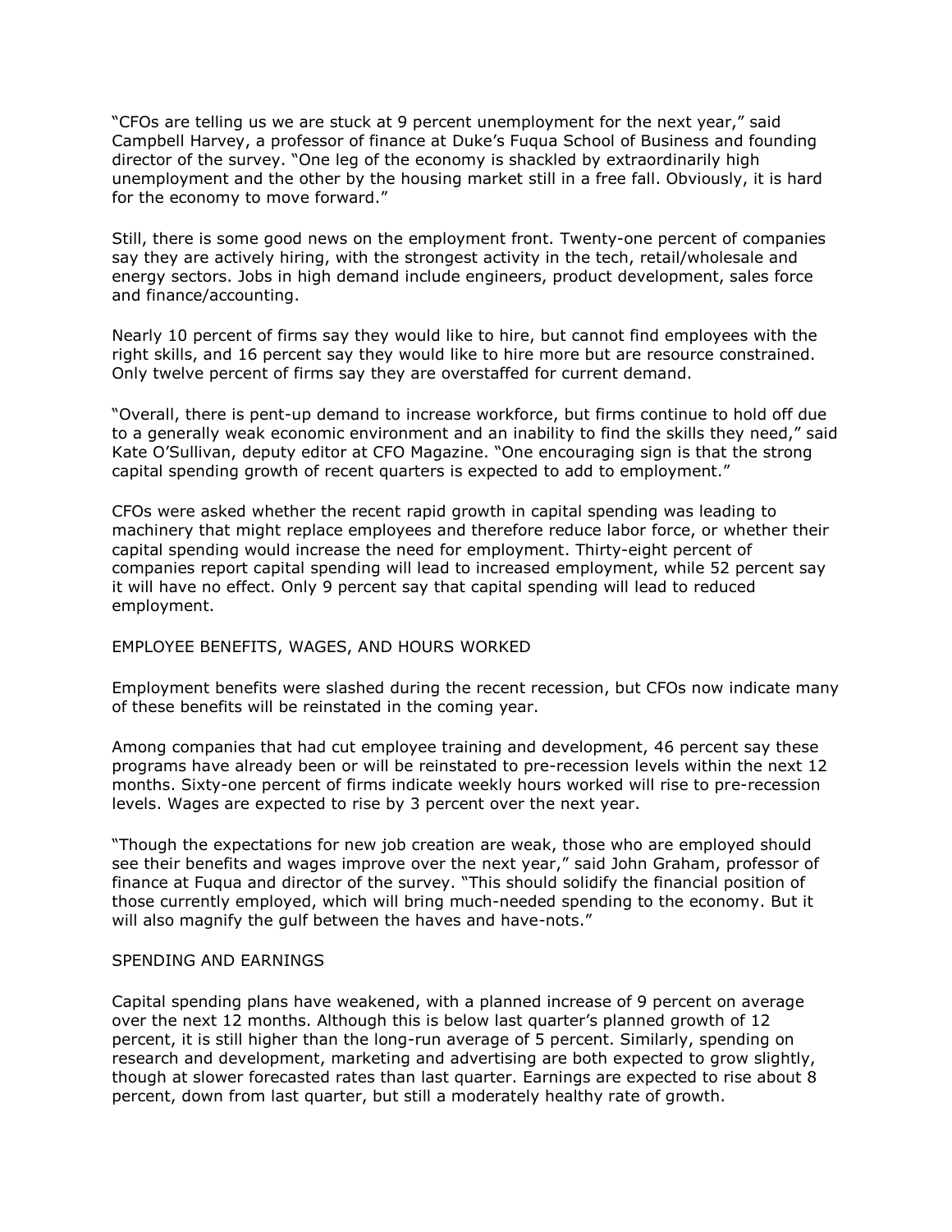"CFOs are telling us we are stuck at 9 percent unemployment for the next year," said Campbell Harvey, a professor of finance at Duke's Fuqua School of Business and founding director of the survey. "One leg of the economy is shackled by extraordinarily high unemployment and the other by the housing market still in a free fall. Obviously, it is hard for the economy to move forward."

Still, there is some good news on the employment front. Twenty-one percent of companies say they are actively hiring, with the strongest activity in the tech, retail/wholesale and energy sectors. Jobs in high demand include engineers, product development, sales force and finance/accounting.

Nearly 10 percent of firms say they would like to hire, but cannot find employees with the right skills, and 16 percent say they would like to hire more but are resource constrained. Only twelve percent of firms say they are overstaffed for current demand.

"Overall, there is pent-up demand to increase workforce, but firms continue to hold off due to a generally weak economic environment and an inability to find the skills they need," said Kate O'Sullivan, deputy editor at CFO Magazine. "One encouraging sign is that the strong capital spending growth of recent quarters is expected to add to employment."

CFOs were asked whether the recent rapid growth in capital spending was leading to machinery that might replace employees and therefore reduce labor force, or whether their capital spending would increase the need for employment. Thirty-eight percent of companies report capital spending will lead to increased employment, while 52 percent say it will have no effect. Only 9 percent say that capital spending will lead to reduced employment.

## EMPLOYEE BENEFITS, WAGES, AND HOURS WORKED

Employment benefits were slashed during the recent recession, but CFOs now indicate many of these benefits will be reinstated in the coming year.

Among companies that had cut employee training and development, 46 percent say these programs have already been or will be reinstated to pre-recession levels within the next 12 months. Sixty-one percent of firms indicate weekly hours worked will rise to pre-recession levels. Wages are expected to rise by 3 percent over the next year.

"Though the expectations for new job creation are weak, those who are employed should see their benefits and wages improve over the next year," said John Graham, professor of finance at Fuqua and director of the survey. "This should solidify the financial position of those currently employed, which will bring much-needed spending to the economy. But it will also magnify the gulf between the haves and have-nots."

## SPENDING AND EARNINGS

Capital spending plans have weakened, with a planned increase of 9 percent on average over the next 12 months. Although this is below last quarter's planned growth of 12 percent, it is still higher than the long-run average of 5 percent. Similarly, spending on research and development, marketing and advertising are both expected to grow slightly, though at slower forecasted rates than last quarter. Earnings are expected to rise about 8 percent, down from last quarter, but still a moderately healthy rate of growth.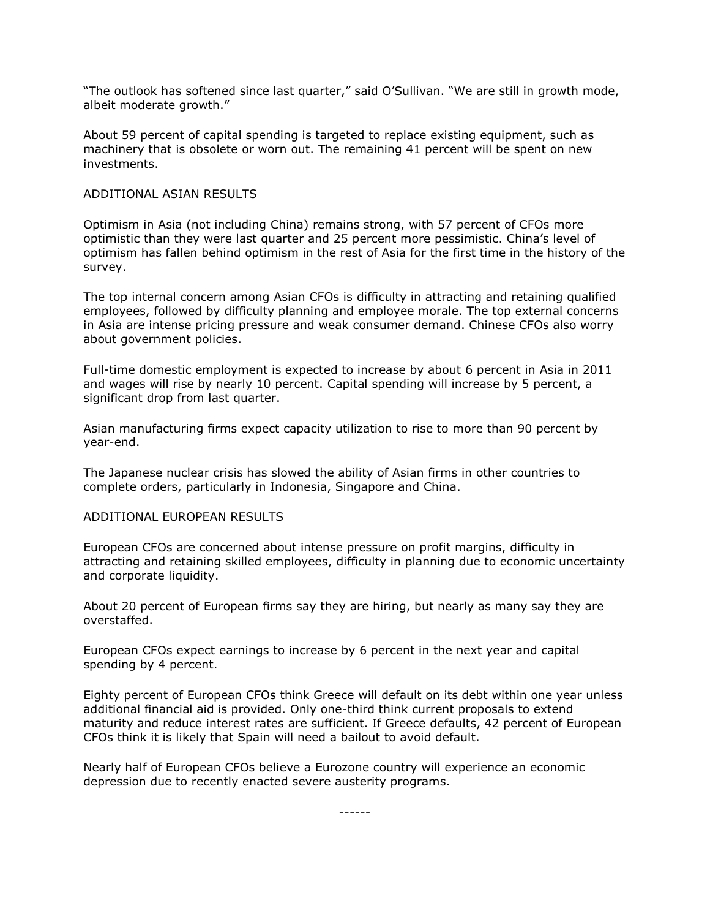"The outlook has softened since last quarter," said O'Sullivan. "We are still in growth mode, albeit moderate growth."

About 59 percent of capital spending is targeted to replace existing equipment, such as machinery that is obsolete or worn out. The remaining 41 percent will be spent on new investments.

## ADDITIONAL ASIAN RESULTS

Optimism in Asia (not including China) remains strong, with 57 percent of CFOs more optimistic than they were last quarter and 25 percent more pessimistic. China's level of optimism has fallen behind optimism in the rest of Asia for the first time in the history of the survey.

The top internal concern among Asian CFOs is difficulty in attracting and retaining qualified employees, followed by difficulty planning and employee morale. The top external concerns in Asia are intense pricing pressure and weak consumer demand. Chinese CFOs also worry about government policies.

Full-time domestic employment is expected to increase by about 6 percent in Asia in 2011 and wages will rise by nearly 10 percent. Capital spending will increase by 5 percent, a significant drop from last quarter.

Asian manufacturing firms expect capacity utilization to rise to more than 90 percent by year-end.

The Japanese nuclear crisis has slowed the ability of Asian firms in other countries to complete orders, particularly in Indonesia, Singapore and China.

## ADDITIONAL EUROPEAN RESULTS

European CFOs are concerned about intense pressure on profit margins, difficulty in attracting and retaining skilled employees, difficulty in planning due to economic uncertainty and corporate liquidity.

About 20 percent of European firms say they are hiring, but nearly as many say they are overstaffed.

European CFOs expect earnings to increase by 6 percent in the next year and capital spending by 4 percent.

Eighty percent of European CFOs think Greece will default on its debt within one year unless additional financial aid is provided. Only one-third think current proposals to extend maturity and reduce interest rates are sufficient. If Greece defaults, 42 percent of European CFOs think it is likely that Spain will need a bailout to avoid default.

Nearly half of European CFOs believe a Eurozone country will experience an economic depression due to recently enacted severe austerity programs.

------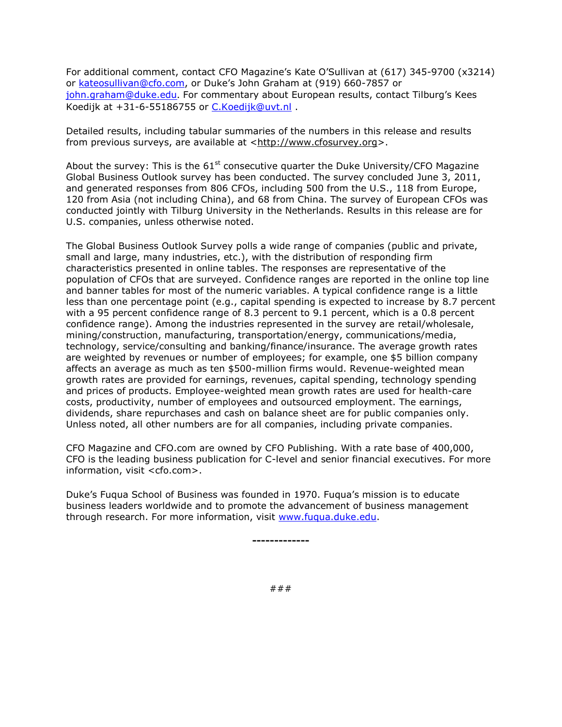For additional comment, contact CFO Magazine's Kate O'Sullivan at (617) 345-9700 (x3214) or kateosullivan@cfo.com, or Duke's John Graham at (919) 660-7857 or john.graham@duke.edu. For commentary about European results, contact Tilburg's Kees Koedijk at +31-6-55186755 or C.Koedijk@uvt.nl .

Detailed results, including tabular summaries of the numbers in this release and results from previous surveys, are available at <http://www.cfosurvey.org>.

About the survey: This is the 61st consecutive quarter the Duke University/CFO Magazine Global Business Outlook survey has been conducted. The survey concluded June 3, 2011, and generated responses from 806 CFOs, including 500 from the U.S., 118 from Europe, 120 from Asia (not including China), and 68 from China. The survey of European CFOs was conducted jointly with Tilburg University in the Netherlands. Results in this release are for U.S. companies, unless otherwise noted.

The Global Business Outlook Survey polls a wide range of companies (public and private, small and large, many industries, etc.), with the distribution of responding firm characteristics presented in online tables. The responses are representative of the population of CFOs that are surveyed. Confidence ranges are reported in the online top line and banner tables for most of the numeric variables. A typical confidence range is a little less than one percentage point (e.g., capital spending is expected to increase by 8.7 percent with a 95 percent confidence range of 8.3 percent to 9.1 percent, which is a 0.8 percent confidence range). Among the industries represented in the survey are retail/wholesale, mining/construction, manufacturing, transportation/energy, communications/media, technology, service/consulting and banking/finance/insurance. The average growth rates are weighted by revenues or number of employees; for example, one $5 billion company affects an average as much as ten $500-million firms would. Revenue-weighted mean growth rates are provided for earnings, revenues, capital spending, technology spending and prices of products. Employee-weighted mean growth rates are used for health-care costs, productivity, number of employees and outsourced employment. The earnings, dividends, share repurchases and cash on balance sheet are for public companies only. Unless noted, all other numbers are for all companies, including private companies.

CFO Magazine and CFO.com are owned by CFO Publishing. With a rate base of 400,000, CFO is the leading business publication for C-level and senior financial executives. For more information, visit <cfo.com>.

Duke's Fuqua School of Business was founded in 1970. Fuqua's mission is to educate business leaders worldwide and to promote the advancement of business management through research. For more information, visit www.fuqua.duke.edu.

**-------------**

###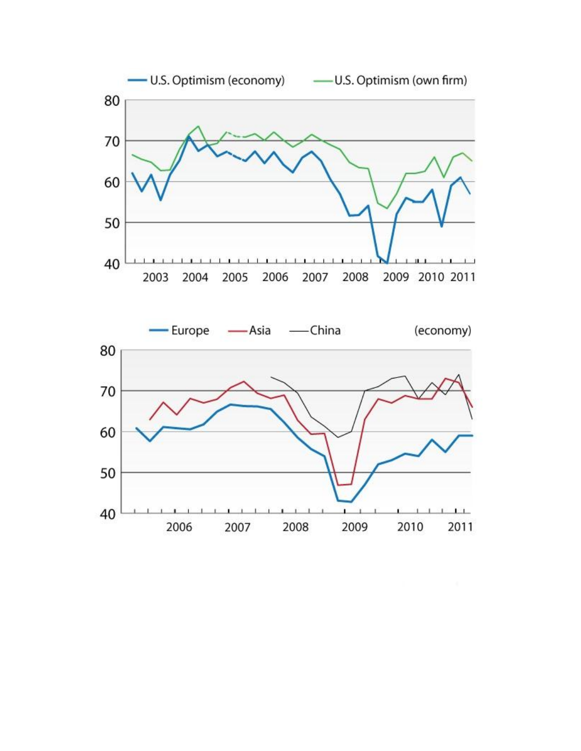U.S. Optimism (economy)
U.S. Optimism (own firm)

80
70
60
50
40

2003 2004 2005 2006 2007 2008 2009 2010 2011

Europe
Asia
China
(economy)

80
70
60
50
40

2006 2007 2008 2009 2010 2011